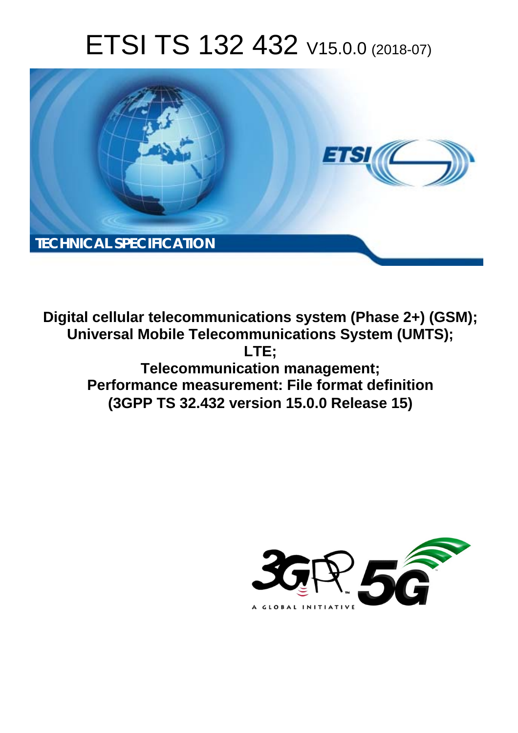# ETSI TS 132 432 V15.0.0 (2018-07)

TECHNICAL SPECIFICATION

**Digital cellular telecommunications system (Phase 2+) (GSM);**
**Universal Mobile Telecommunications System (UMTS);**
**LTE;**
**Telecommunication management;**
**Performance measurement: File format definition**
**(3GPP TS 32.432 version 15.0.0 Release 15)**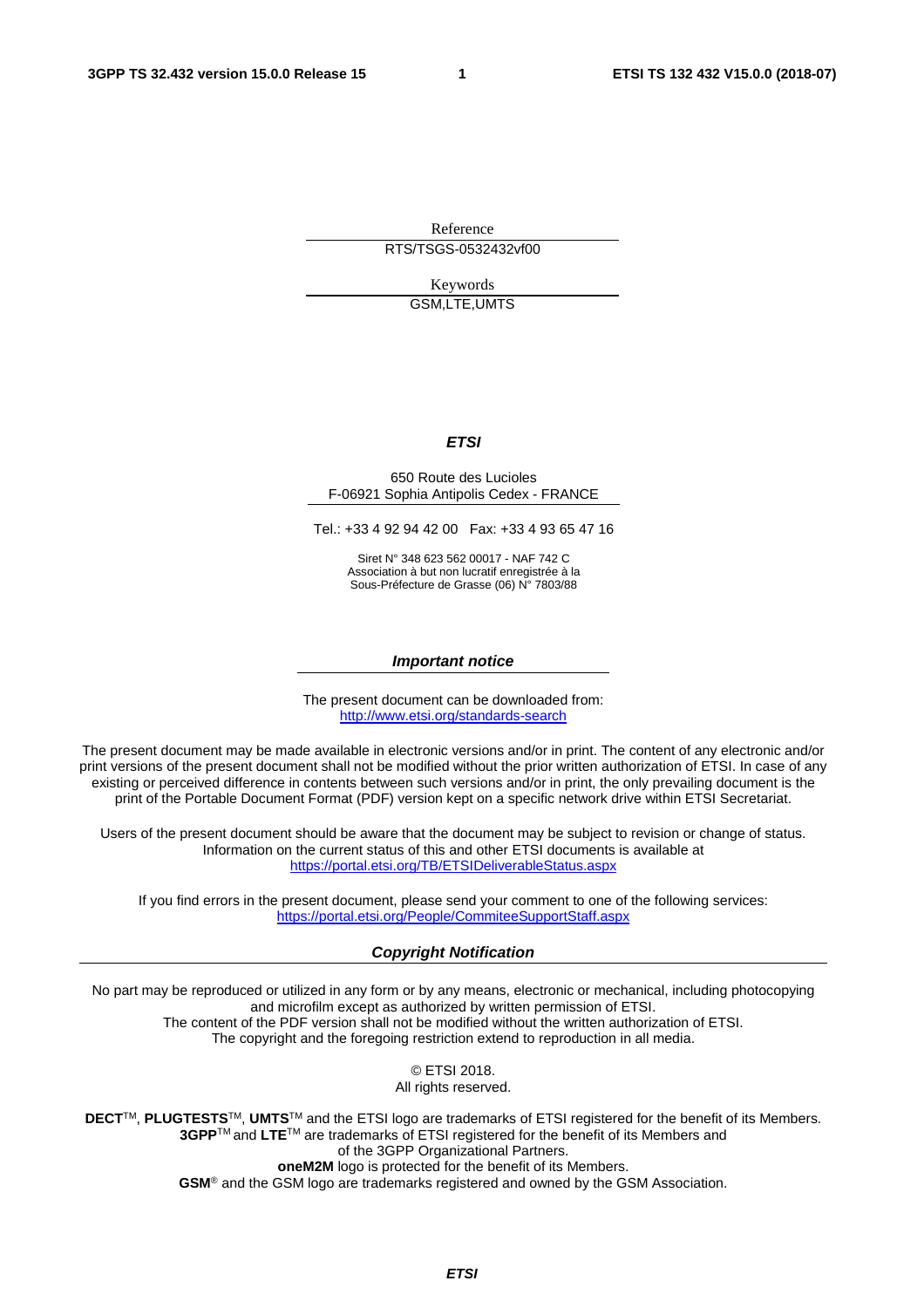Reference

RTS/TSGS-0532432vf00

Keywords

GSM,LTE,UMTS

***ETSI***

650 Route des Lucioles
F-06921 Sophia Antipolis Cedex - FRANCE

Tel.: +33 4 92 94 42 00   Fax: +33 4 93 65 47 16

Siret N° 348 623 562 00017 - NAF 742 C
Association à but non lucratif enregistrée à la
Sous-Préfecture de Grasse (06) N° 7803/88

***Important notice***

The present document can be downloaded from:
http://www.etsi.org/standards-search

The present document may be made available in electronic versions and/or in print. The content of any electronic and/or print versions of the present document shall not be modified without the prior written authorization of ETSI. In case of any existing or perceived difference in contents between such versions and/or in print, the only prevailing document is the print of the Portable Document Format (PDF) version kept on a specific network drive within ETSI Secretariat.

Users of the present document should be aware that the document may be subject to revision or change of status. Information on the current status of this and other ETSI documents is available at
https://portal.etsi.org/TB/ETSIDeliverableStatus.aspx

If you find errors in the present document, please send your comment to one of the following services:
https://portal.etsi.org/People/CommiteeSupportStaff.aspx

***Copyright Notification***

No part may be reproduced or utilized in any form or by any means, electronic or mechanical, including photocopying and microfilm except as authorized by written permission of ETSI.
The content of the PDF version shall not be modified without the written authorization of ETSI.
The copyright and the foregoing restriction extend to reproduction in all media.

© ETSI 2018.
All rights reserved.

**DECT**™, **PLUGTESTS**™, **UMTS**™ and the ETSI logo are trademarks of ETSI registered for the benefit of its Members.
**3GPP**™ and **LTE**™ are trademarks of ETSI registered for the benefit of its Members and of the 3GPP Organizational Partners.
**oneM2M** logo is protected for the benefit of its Members.
**GSM**® and the GSM logo are trademarks registered and owned by the GSM Association.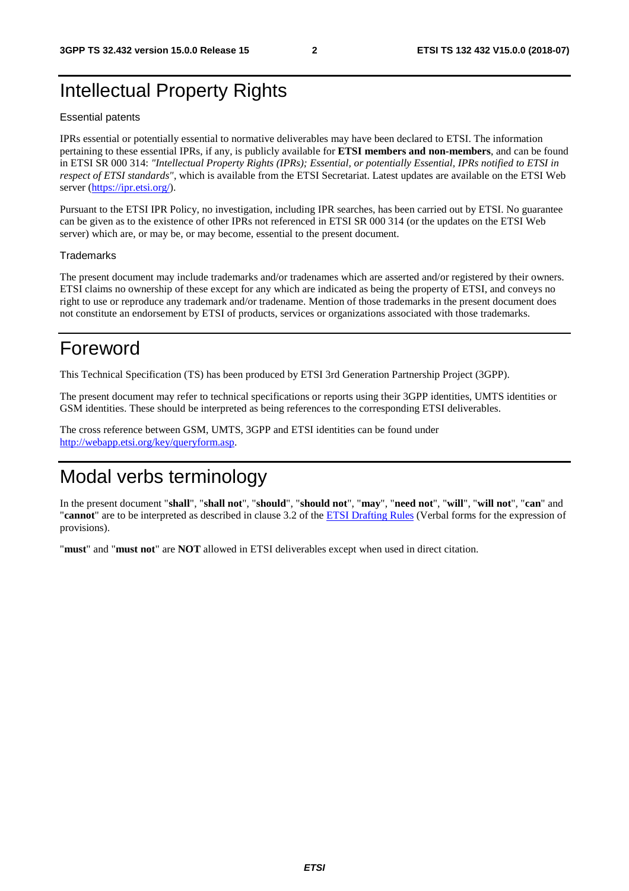# Intellectual Property Rights

Essential patents

IPRs essential or potentially essential to normative deliverables may have been declared to ETSI. The information pertaining to these essential IPRs, if any, is publicly available for **ETSI members and non-members**, and can be found in ETSI SR 000 314: *"Intellectual Property Rights (IPRs); Essential, or potentially Essential, IPRs notified to ETSI in respect of ETSI standards"*, which is available from the ETSI Secretariat. Latest updates are available on the ETSI Web server (https://ipr.etsi.org/).

Pursuant to the ETSI IPR Policy, no investigation, including IPR searches, has been carried out by ETSI. No guarantee can be given as to the existence of other IPRs not referenced in ETSI SR 000 314 (or the updates on the ETSI Web server) which are, or may be, or may become, essential to the present document.

Trademarks

The present document may include trademarks and/or tradenames which are asserted and/or registered by their owners. ETSI claims no ownership of these except for any which are indicated as being the property of ETSI, and conveys no right to use or reproduce any trademark and/or tradename. Mention of those trademarks in the present document does not constitute an endorsement by ETSI of products, services or organizations associated with those trademarks.

# Foreword

This Technical Specification (TS) has been produced by ETSI 3rd Generation Partnership Project (3GPP).

The present document may refer to technical specifications or reports using their 3GPP identities, UMTS identities or GSM identities. These should be interpreted as being references to the corresponding ETSI deliverables.

The cross reference between GSM, UMTS, 3GPP and ETSI identities can be found under http://webapp.etsi.org/key/queryform.asp.

# Modal verbs terminology

In the present document "**shall**", "**shall not**", "**should**", "**should not**", "**may**", "**need not**", "**will**", "**will not**", "**can**" and "**cannot**" are to be interpreted as described in clause 3.2 of the ETSI Drafting Rules (Verbal forms for the expression of provisions).

"**must**" and "**must not**" are **NOT** allowed in ETSI deliverables except when used in direct citation.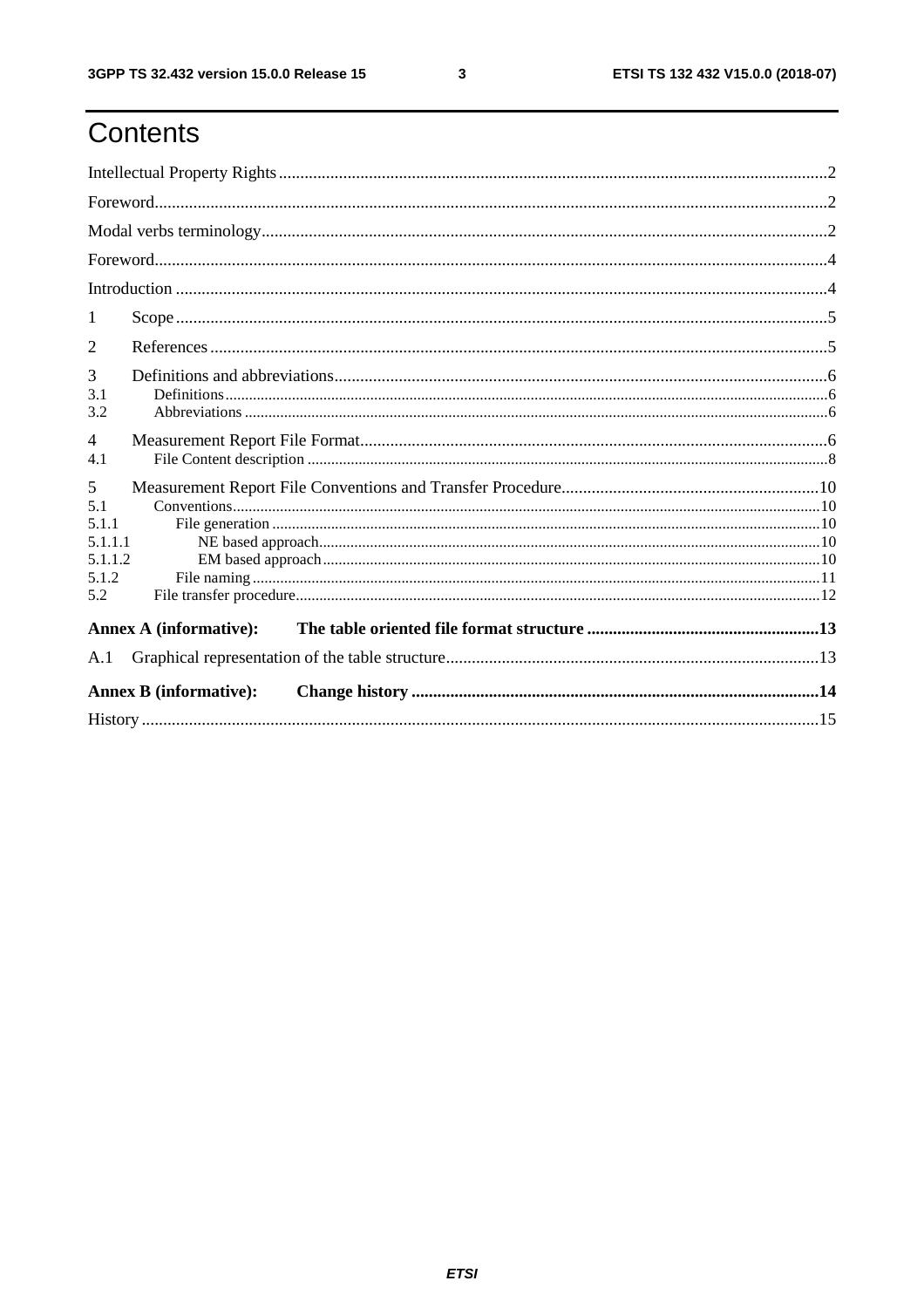# Contents

Intellectual Property Rights ........ 2

Foreword ........ 2

Modal verbs terminology ........ 2

Foreword ........ 4

Introduction ........ 4

1 Scope ........ 5

2 References ........ 5

3 Definitions and abbreviations ........ 6

3.1 Definitions ........ 6

3.2 Abbreviations ........ 6

4 Measurement Report File Format ........ 6

4.1 File Content description ........ 8

5 Measurement Report File Conventions and Transfer Procedure ........ 10

5.1 Conventions ........ 10

5.1.1 File generation ........ 10

5.1.1.1 NE based approach ........ 10

5.1.1.2 EM based approach ........ 10

5.1.2 File naming ........ 11

5.2 File transfer procedure ........ 12

**Annex A (informative): The table oriented file format structure ........ 13**

A.1 Graphical representation of the table structure ........ 13

**Annex B (informative): Change history ........ 14**

History ........ 15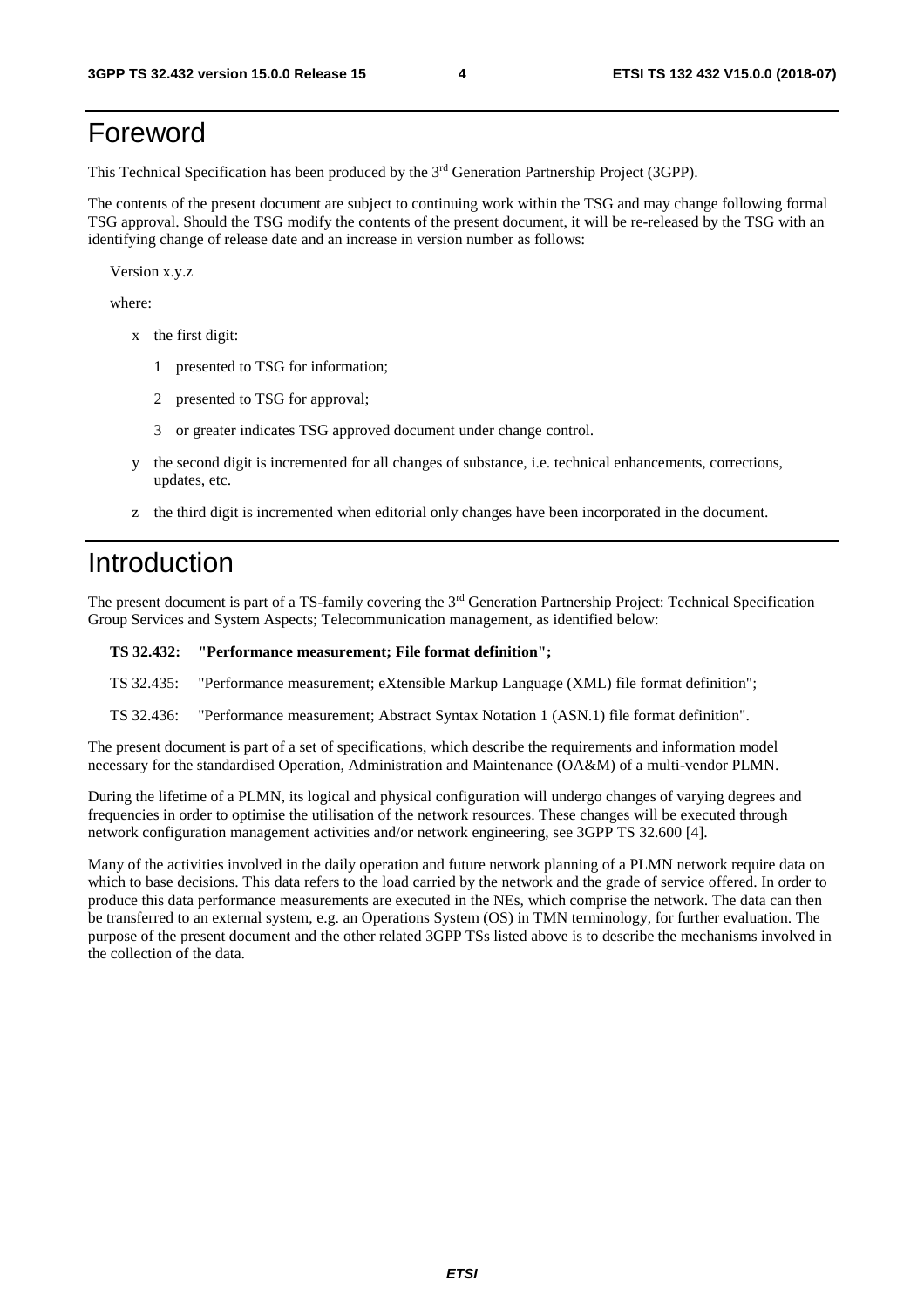# Foreword

This Technical Specification has been produced by the 3rd Generation Partnership Project (3GPP).

The contents of the present document are subject to continuing work within the TSG and may change following formal TSG approval. Should the TSG modify the contents of the present document, it will be re-released by the TSG with an identifying change of release date and an increase in version number as follows:

Version x.y.z

where:

- x the first digit:
  - 1 presented to TSG for information;
  - 2 presented to TSG for approval;
  - 3 or greater indicates TSG approved document under change control.
- y the second digit is incremented for all changes of substance, i.e. technical enhancements, corrections, updates, etc.
- z the third digit is incremented when editorial only changes have been incorporated in the document.

# Introduction

The present document is part of a TS-family covering the 3rd Generation Partnership Project: Technical Specification Group Services and System Aspects; Telecommunication management, as identified below:

**TS 32.432: "Performance measurement; File format definition";**

TS 32.435: "Performance measurement; eXtensible Markup Language (XML) file format definition";

TS 32.436: "Performance measurement; Abstract Syntax Notation 1 (ASN.1) file format definition".

The present document is part of a set of specifications, which describe the requirements and information model necessary for the standardised Operation, Administration and Maintenance (OA&M) of a multi-vendor PLMN.

During the lifetime of a PLMN, its logical and physical configuration will undergo changes of varying degrees and frequencies in order to optimise the utilisation of the network resources. These changes will be executed through network configuration management activities and/or network engineering, see 3GPP TS 32.600 [4].

Many of the activities involved in the daily operation and future network planning of a PLMN network require data on which to base decisions. This data refers to the load carried by the network and the grade of service offered. In order to produce this data performance measurements are executed in the NEs, which comprise the network. The data can then be transferred to an external system, e.g. an Operations System (OS) in TMN terminology, for further evaluation. The purpose of the present document and the other related 3GPP TSs listed above is to describe the mechanisms involved in the collection of the data.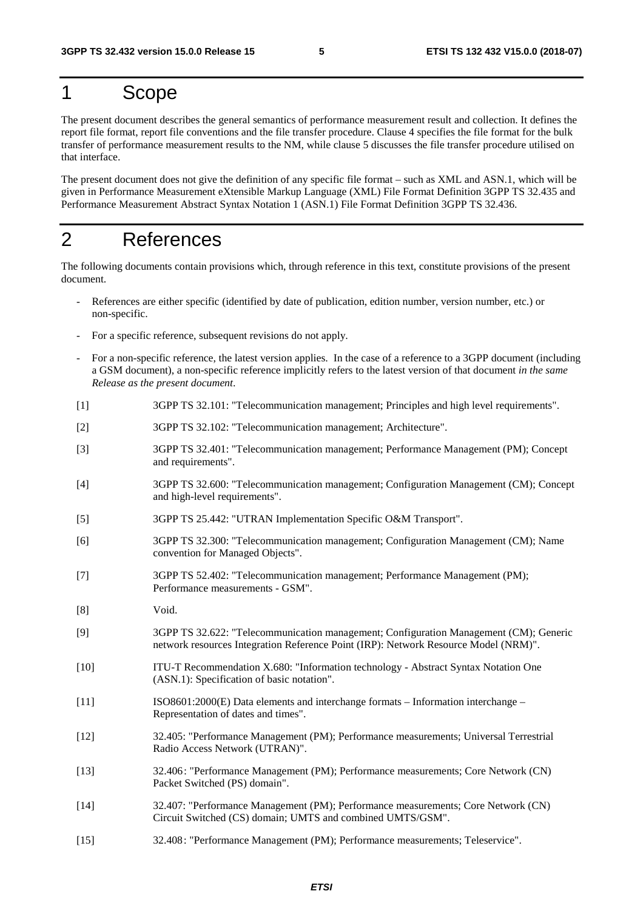# 1 Scope

The present document describes the general semantics of performance measurement result and collection. It defines the report file format, report file conventions and the file transfer procedure. Clause 4 specifies the file format for the bulk transfer of performance measurement results to the NM, while clause 5 discusses the file transfer procedure utilised on that interface.

The present document does not give the definition of any specific file format – such as XML and ASN.1, which will be given in Performance Measurement eXtensible Markup Language (XML) File Format Definition 3GPP TS 32.435 and Performance Measurement Abstract Syntax Notation 1 (ASN.1) File Format Definition 3GPP TS 32.436.

# 2 References

The following documents contain provisions which, through reference in this text, constitute provisions of the present document.

- References are either specific (identified by date of publication, edition number, version number, etc.) or non-specific.
- For a specific reference, subsequent revisions do not apply.
- For a non-specific reference, the latest version applies. In the case of a reference to a 3GPP document (including a GSM document), a non-specific reference implicitly refers to the latest version of that document *in the same Release as the present document*.

[1] 3GPP TS 32.101: "Telecommunication management; Principles and high level requirements".

[2] 3GPP TS 32.102: "Telecommunication management; Architecture".

[3] 3GPP TS 32.401: "Telecommunication management; Performance Management (PM); Concept and requirements".

[4] 3GPP TS 32.600: "Telecommunication management; Configuration Management (CM); Concept and high-level requirements".

[5] 3GPP TS 25.442: "UTRAN Implementation Specific O&M Transport".

[6] 3GPP TS 32.300: "Telecommunication management; Configuration Management (CM); Name convention for Managed Objects".

[7] 3GPP TS 52.402: "Telecommunication management; Performance Management (PM); Performance measurements - GSM".

[8] Void.

[9] 3GPP TS 32.622: "Telecommunication management; Configuration Management (CM); Generic network resources Integration Reference Point (IRP): Network Resource Model (NRM)".

[10] ITU-T Recommendation X.680: "Information technology - Abstract Syntax Notation One (ASN.1): Specification of basic notation".

[11] ISO8601:2000(E) Data elements and interchange formats – Information interchange – Representation of dates and times".

[12] 32.405: "Performance Management (PM); Performance measurements; Universal Terrestrial Radio Access Network (UTRAN)".

[13] 32.406: "Performance Management (PM); Performance measurements; Core Network (CN) Packet Switched (PS) domain".

[14] 32.407: "Performance Management (PM); Performance measurements; Core Network (CN) Circuit Switched (CS) domain; UMTS and combined UMTS/GSM".

[15] 32.408: "Performance Management (PM); Performance measurements; Teleservice".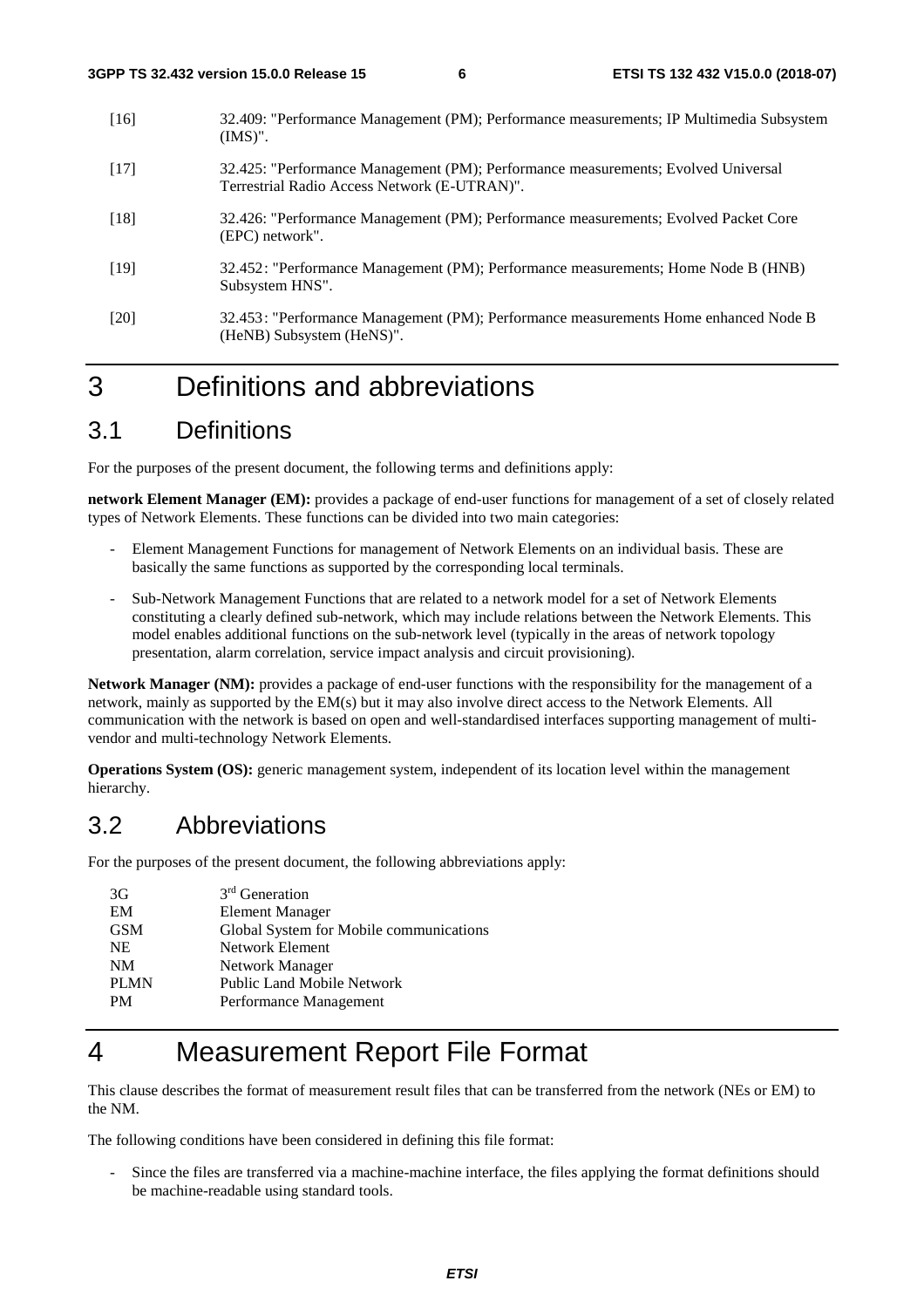[16] 32.409: "Performance Management (PM); Performance measurements; IP Multimedia Subsystem (IMS)".

[17] 32.425: "Performance Management (PM); Performance measurements; Evolved Universal Terrestrial Radio Access Network (E-UTRAN)".

[18] 32.426: "Performance Management (PM); Performance measurements; Evolved Packet Core (EPC) network".

[19] 32.452: "Performance Management (PM); Performance measurements; Home Node B (HNB) Subsystem HNS".

[20] 32.453: "Performance Management (PM); Performance measurements Home enhanced Node B (HeNB) Subsystem (HeNS)".

# 3 Definitions and abbreviations

## 3.1 Definitions

For the purposes of the present document, the following terms and definitions apply:

**network Element Manager (EM):** provides a package of end-user functions for management of a set of closely related types of Network Elements. These functions can be divided into two main categories:

- Element Management Functions for management of Network Elements on an individual basis. These are basically the same functions as supported by the corresponding local terminals.
- Sub-Network Management Functions that are related to a network model for a set of Network Elements constituting a clearly defined sub-network, which may include relations between the Network Elements. This model enables additional functions on the sub-network level (typically in the areas of network topology presentation, alarm correlation, service impact analysis and circuit provisioning).

**Network Manager (NM):** provides a package of end-user functions with the responsibility for the management of a network, mainly as supported by the EM(s) but it may also involve direct access to the Network Elements. All communication with the network is based on open and well-standardised interfaces supporting management of multi-vendor and multi-technology Network Elements.

**Operations System (OS):** generic management system, independent of its location level within the management hierarchy.

## 3.2 Abbreviations

For the purposes of the present document, the following abbreviations apply:

| | |
|---|---|
| 3G | 3rd Generation |
| EM | Element Manager |
| GSM | Global System for Mobile communications |
| NE | Network Element |
| NM | Network Manager |
| PLMN | Public Land Mobile Network |
| PM | Performance Management |

# 4 Measurement Report File Format

This clause describes the format of measurement result files that can be transferred from the network (NEs or EM) to the NM.

The following conditions have been considered in defining this file format:

- Since the files are transferred via a machine-machine interface, the files applying the format definitions should be machine-readable using standard tools.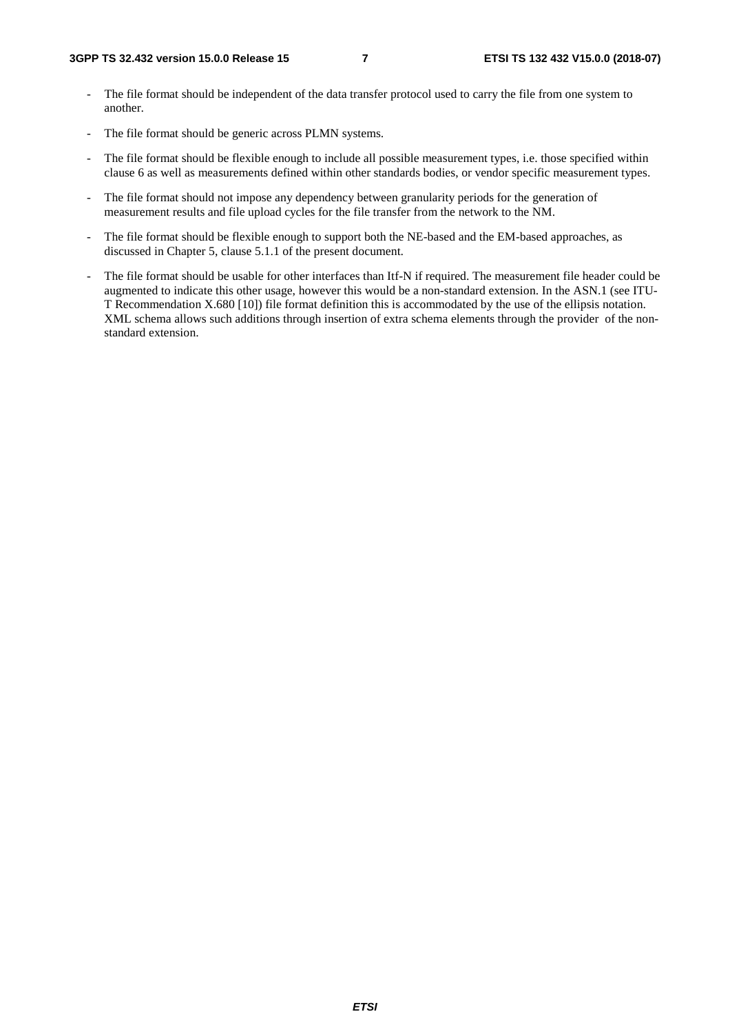- The file format should be independent of the data transfer protocol used to carry the file from one system to another.
- The file format should be generic across PLMN systems.
- The file format should be flexible enough to include all possible measurement types, i.e. those specified within clause 6 as well as measurements defined within other standards bodies, or vendor specific measurement types.
- The file format should not impose any dependency between granularity periods for the generation of measurement results and file upload cycles for the file transfer from the network to the NM.
- The file format should be flexible enough to support both the NE-based and the EM-based approaches, as discussed in Chapter 5, clause 5.1.1 of the present document.
- The file format should be usable for other interfaces than Itf-N if required. The measurement file header could be augmented to indicate this other usage, however this would be a non-standard extension. In the ASN.1 (see ITU-T Recommendation X.680 [10]) file format definition this is accommodated by the use of the ellipsis notation. XML schema allows such additions through insertion of extra schema elements through the provider of the non-standard extension.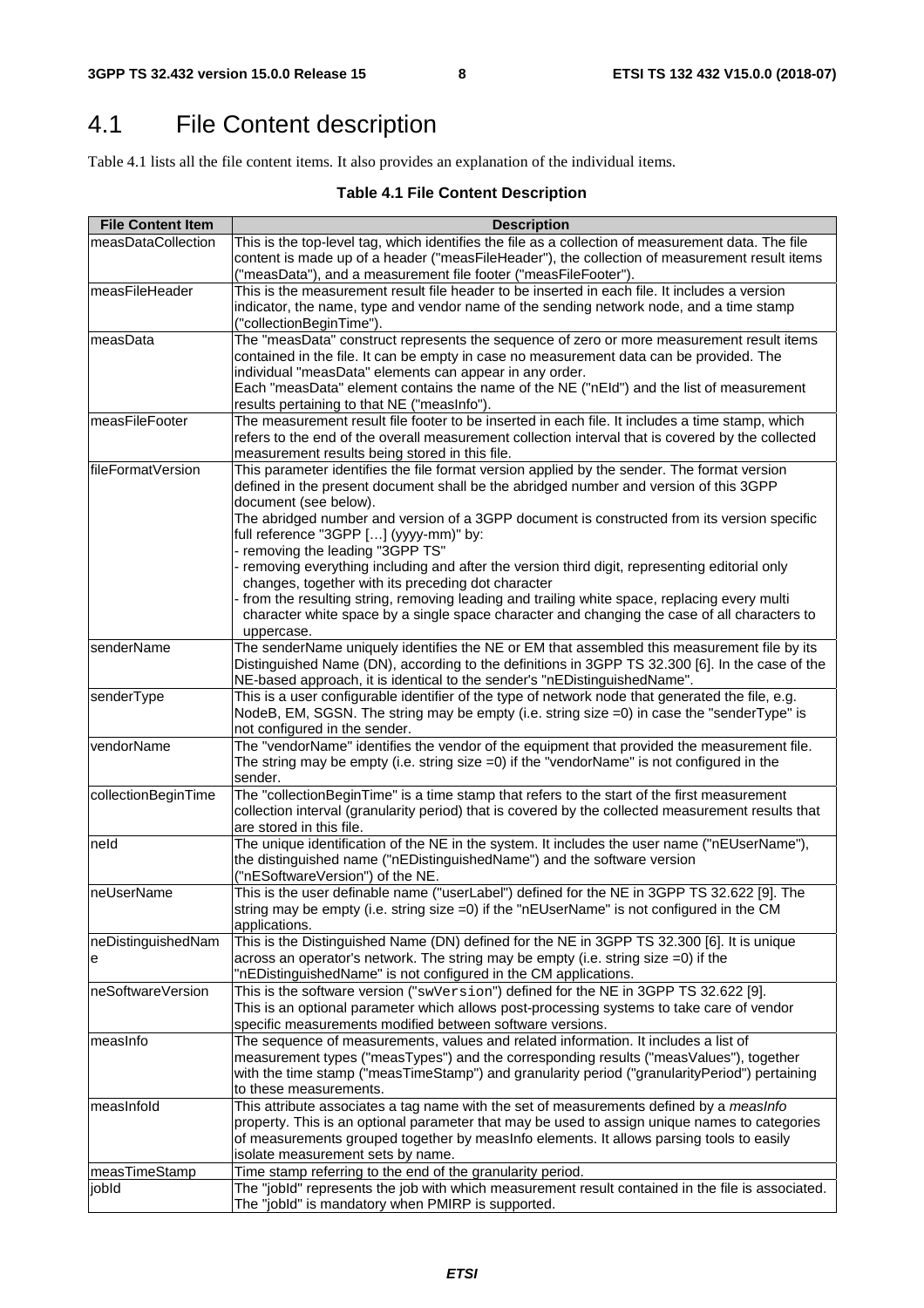# 4.1 File Content description

Table 4.1 lists all the file content items. It also provides an explanation of the individual items.

**Table 4.1 File Content Description**

| File Content Item | Description |
|---|---|
| measDataCollection | This is the top-level tag, which identifies the file as a collection of measurement data. The file content is made up of a header ("measFileHeader"), the collection of measurement result items ("measData"), and a measurement file footer ("measFileFooter"). |
| measFileHeader | This is the measurement result file header to be inserted in each file. It includes a version indicator, the name, type and vendor name of the sending network node, and a time stamp ("collectionBeginTime"). |
| measData | The "measData" construct represents the sequence of zero or more measurement result items contained in the file. It can be empty in case no measurement data can be provided. The individual "measData" elements can appear in any order.<br>Each "measData" element contains the name of the NE ("nEId") and the list of measurement results pertaining to that NE ("measInfo"). |
| measFileFooter | The measurement result file footer to be inserted in each file. It includes a time stamp, which refers to the end of the overall measurement collection interval that is covered by the collected measurement results being stored in this file. |
| fileFormatVersion | This parameter identifies the file format version applied by the sender. The format version defined in the present document shall be the abridged number and version of this 3GPP document (see below).<br>The abridged number and version of a 3GPP document is constructed from its version specific full reference "3GPP […] (yyyy-mm)" by:<br>- removing the leading "3GPP TS"<br>- removing everything including and after the version third digit, representing editorial only changes, together with its preceding dot character<br>- from the resulting string, removing leading and trailing white space, replacing every multi character white space by a single space character and changing the case of all characters to uppercase. |
| senderName | The senderName uniquely identifies the NE or EM that assembled this measurement file by its Distinguished Name (DN), according to the definitions in 3GPP TS 32.300 [6]. In the case of the NE-based approach, it is identical to the sender's "nEDistinguishedName". |
| senderType | This is a user configurable identifier of the type of network node that generated the file, e.g. NodeB, EM, SGSN. The string may be empty (i.e. string size =0) in case the "senderType" is not configured in the sender. |
| vendorName | The "vendorName" identifies the vendor of the equipment that provided the measurement file. The string may be empty (i.e. string size =0) if the "vendorName" is not configured in the sender. |
| collectionBeginTime | The "collectionBeginTime" is a time stamp that refers to the start of the first measurement collection interval (granularity period) that is covered by the collected measurement results that are stored in this file. |
| neId | The unique identification of the NE in the system. It includes the user name ("nEUserName"), the distinguished name ("nEDistinguishedName") and the software version ("nESoftwareVersion") of the NE. |
| neUserName | This is the user definable name ("userLabel") defined for the NE in 3GPP TS 32.622 [9]. The string may be empty (i.e. string size =0) if the "nEUserName" is not configured in the CM applications. |
| neDistinguishedName | This is the Distinguished Name (DN) defined for the NE in 3GPP TS 32.300 [6]. It is unique across an operator's network. The string may be empty (i.e. string size =0) if the "nEDistinguishedName" is not configured in the CM applications. |
| neSoftwareVersion | This is the software version ("swVersion") defined for the NE in 3GPP TS 32.622 [9].<br>This is an optional parameter which allows post-processing systems to take care of vendor specific measurements modified between software versions. |
| measInfo | The sequence of measurements, values and related information. It includes a list of measurement types ("measTypes") and the corresponding results ("measValues"), together with the time stamp ("measTimeStamp") and granularity period ("granularityPeriod") pertaining to these measurements. |
| measInfoId | This attribute associates a tag name with the set of measurements defined by a *measInfo* property. This is an optional parameter that may be used to assign unique names to categories of measurements grouped together by measInfo elements. It allows parsing tools to easily isolate measurement sets by name. |
| measTimeStamp | Time stamp referring to the end of the granularity period. |
| jobId | The "jobId" represents the job with which measurement result contained in the file is associated. The "jobId" is mandatory when PMIRP is supported. |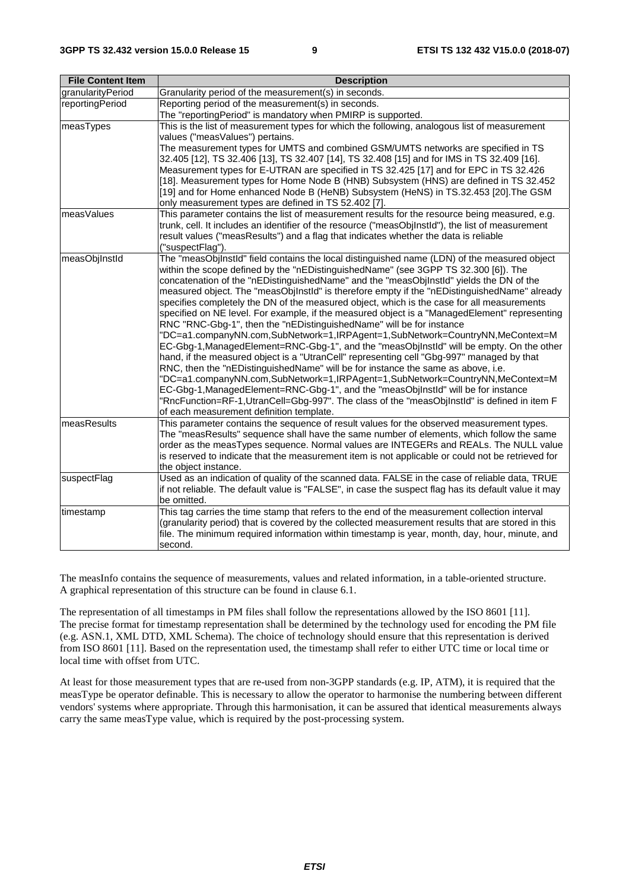| File Content Item | Description |
| --- | --- |
| granularityPeriod | Granularity period of the measurement(s) in seconds. |
| reportingPeriod | Reporting period of the measurement(s) in seconds.<br>The "reportingPeriod" is mandatory when PMIRP is supported. |
| measTypes | This is the list of measurement types for which the following, analogous list of measurement values ("measValues") pertains.<br>The measurement types for UMTS and combined GSM/UMTS networks are specified in TS 32.405 [12], TS 32.406 [13], TS 32.407 [14], TS 32.408 [15] and for IMS in TS 32.409 [16]. Measurement types for E-UTRAN are specified in TS 32.425 [17] and for EPC in TS 32.426 [18]. Measurement types for Home Node B (HNB) Subsystem (HNS) are defined in TS 32.452 [19] and for Home enhanced Node B (HeNB) Subsystem (HeNS) in TS.32.453 [20].The GSM only measurement types are defined in TS 52.402 [7]. |
| measValues | This parameter contains the list of measurement results for the resource being measured, e.g. trunk, cell. It includes an identifier of the resource ("measObjInstId"), the list of measurement result values ("measResults") and a flag that indicates whether the data is reliable ("suspectFlag"). |
| measObjInstId | The "measObjInstId" field contains the local distinguished name (LDN) of the measured object within the scope defined by the "nEDistinguishedName" (see 3GPP TS 32.300 [6]). The concatenation of the "nEDistinguishedName" and the "measObjInstId" yields the DN of the measured object. The "measObjInstId" is therefore empty if the "nEDistinguishedName" already specifies completely the DN of the measured object, which is the case for all measurements specified on NE level. For example, if the measured object is a "ManagedElement" representing RNC "RNC-Gbg-1", then the "nEDistinguishedName" will be for instance "DC=a1.companyNN.com,SubNetwork=1,IRPAgent=1,SubNetwork=CountryNN,MeContext=MEC-Gbg-1,ManagedElement=RNC-Gbg-1", and the "measObjInstId" will be empty. On the other hand, if the measured object is a "UtranCell" representing cell "Gbg-997" managed by that RNC, then the "nEDistinguishedName" will be for instance the same as above, i.e. "DC=a1.companyNN.com,SubNetwork=1,IRPAgent=1,SubNetwork=CountryNN,MeContext=MEC-Gbg-1,ManagedElement=RNC-Gbg-1", and the "measObjInstId" will be for instance "RncFunction=RF-1,UtranCell=Gbg-997". The class of the "measObjInstId" is defined in item F of each measurement definition template. |
| measResults | This parameter contains the sequence of result values for the observed measurement types. The "measResults" sequence shall have the same number of elements, which follow the same order as the measTypes sequence. Normal values are INTEGERs and REALs. The NULL value is reserved to indicate that the measurement item is not applicable or could not be retrieved for the object instance. |
| suspectFlag | Used as an indication of quality of the scanned data. FALSE in the case of reliable data, TRUE if not reliable. The default value is "FALSE", in case the suspect flag has its default value it may be omitted. |
| timestamp | This tag carries the time stamp that refers to the end of the measurement collection interval (granularity period) that is covered by the collected measurement results that are stored in this file. The minimum required information within timestamp is year, month, day, hour, minute, and second. |

The measInfo contains the sequence of measurements, values and related information, in a table-oriented structure. A graphical representation of this structure can be found in clause 6.1.

The representation of all timestamps in PM files shall follow the representations allowed by the ISO 8601 [11]. The precise format for timestamp representation shall be determined by the technology used for encoding the PM file (e.g. ASN.1, XML DTD, XML Schema). The choice of technology should ensure that this representation is derived from ISO 8601 [11]. Based on the representation used, the timestamp shall refer to either UTC time or local time with offset from UTC.

At least for those measurement types that are re-used from non-3GPP standards (e.g. IP, ATM), it is required that the measType be operator definable. This is necessary to allow the operator to harmonise the numbering between different vendors' systems where appropriate. Through this harmonisation, it can be assured that identical measurements always carry the same measType value, which is required by the post-processing system.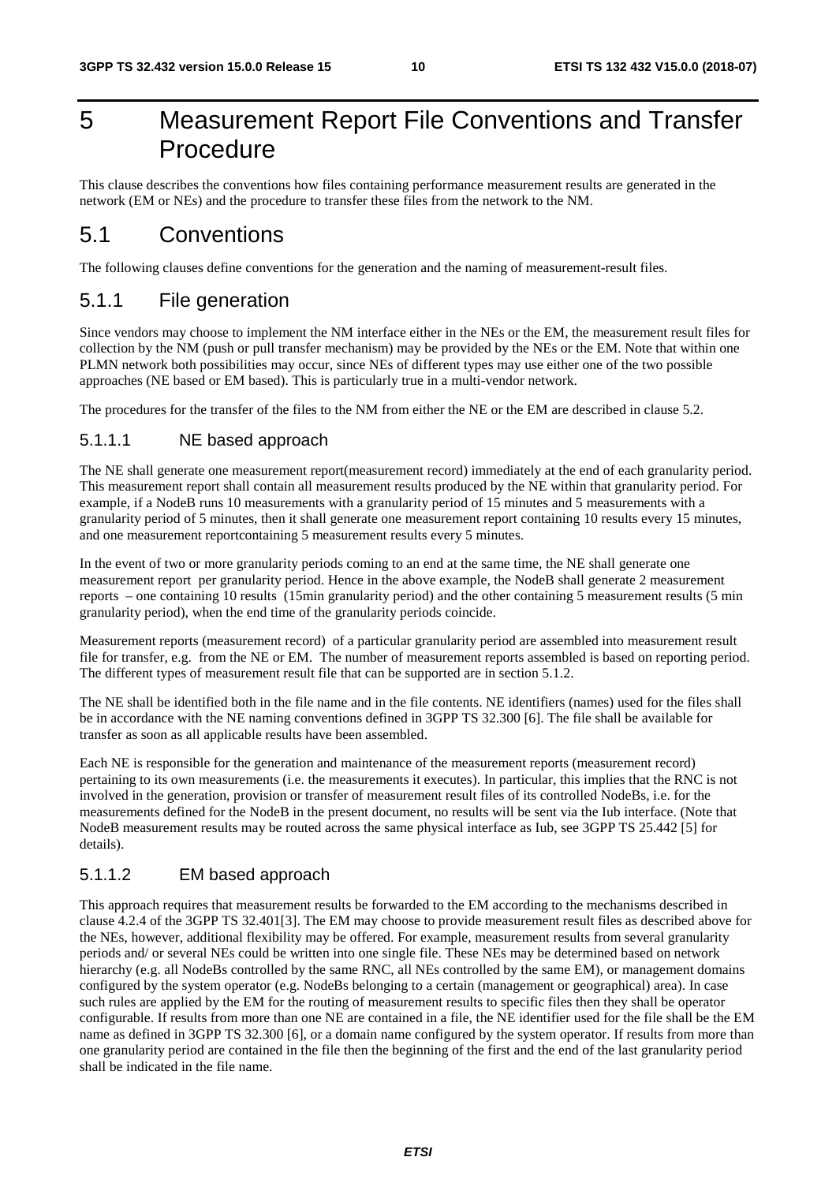# 5 Measurement Report File Conventions and Transfer Procedure

This clause describes the conventions how files containing performance measurement results are generated in the network (EM or NEs) and the procedure to transfer these files from the network to the NM.

## 5.1 Conventions

The following clauses define conventions for the generation and the naming of measurement-result files.

### 5.1.1 File generation

Since vendors may choose to implement the NM interface either in the NEs or the EM, the measurement result files for collection by the NM (push or pull transfer mechanism) may be provided by the NEs or the EM. Note that within one PLMN network both possibilities may occur, since NEs of different types may use either one of the two possible approaches (NE based or EM based). This is particularly true in a multi-vendor network.

The procedures for the transfer of the files to the NM from either the NE or the EM are described in clause 5.2.

#### 5.1.1.1 NE based approach

The NE shall generate one measurement report(measurement record) immediately at the end of each granularity period. This measurement report shall contain all measurement results produced by the NE within that granularity period. For example, if a NodeB runs 10 measurements with a granularity period of 15 minutes and 5 measurements with a granularity period of 5 minutes, then it shall generate one measurement report containing 10 results every 15 minutes, and one measurement reportcontaining 5 measurement results every 5 minutes.

In the event of two or more granularity periods coming to an end at the same time, the NE shall generate one measurement report per granularity period. Hence in the above example, the NodeB shall generate 2 measurement reports – one containing 10 results (15min granularity period) and the other containing 5 measurement results (5 min granularity period), when the end time of the granularity periods coincide.

Measurement reports (measurement record) of a particular granularity period are assembled into measurement result file for transfer, e.g. from the NE or EM. The number of measurement reports assembled is based on reporting period. The different types of measurement result file that can be supported are in section 5.1.2.

The NE shall be identified both in the file name and in the file contents. NE identifiers (names) used for the files shall be in accordance with the NE naming conventions defined in 3GPP TS 32.300 [6]. The file shall be available for transfer as soon as all applicable results have been assembled.

Each NE is responsible for the generation and maintenance of the measurement reports (measurement record) pertaining to its own measurements (i.e. the measurements it executes). In particular, this implies that the RNC is not involved in the generation, provision or transfer of measurement result files of its controlled NodeBs, i.e. for the measurements defined for the NodeB in the present document, no results will be sent via the Iub interface. (Note that NodeB measurement results may be routed across the same physical interface as Iub, see 3GPP TS 25.442 [5] for details).

#### 5.1.1.2 EM based approach

This approach requires that measurement results be forwarded to the EM according to the mechanisms described in clause 4.2.4 of the 3GPP TS 32.401[3]. The EM may choose to provide measurement result files as described above for the NEs, however, additional flexibility may be offered. For example, measurement results from several granularity periods and/ or several NEs could be written into one single file. These NEs may be determined based on network hierarchy (e.g. all NodeBs controlled by the same RNC, all NEs controlled by the same EM), or management domains configured by the system operator (e.g. NodeBs belonging to a certain (management or geographical) area). In case such rules are applied by the EM for the routing of measurement results to specific files then they shall be operator configurable. If results from more than one NE are contained in a file, the NE identifier used for the file shall be the EM name as defined in 3GPP TS 32.300 [6], or a domain name configured by the system operator. If results from more than one granularity period are contained in the file then the beginning of the first and the end of the last granularity period shall be indicated in the file name.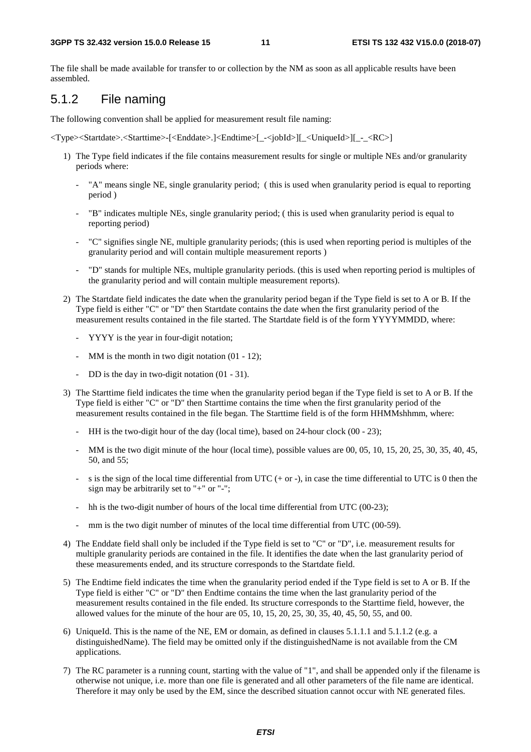The file shall be made available for transfer to or collection by the NM as soon as all applicable results have been assembled.

### 5.1.2 File naming

The following convention shall be applied for measurement result file naming:

<Type><Startdate>.<Starttime>-[<Enddate>.]<Endtime>[_-<jobId>][_<UniqueId>][_-_<RC>]

1) The Type field indicates if the file contains measurement results for single or multiple NEs and/or granularity periods where:
   - "A" means single NE, single granularity period; ( this is used when granularity period is equal to reporting period )
   - "B" indicates multiple NEs, single granularity period; ( this is used when granularity period is equal to reporting period)
   - "C" signifies single NE, multiple granularity periods; (this is used when reporting period is multiples of the granularity period and will contain multiple measurement reports )
   - "D" stands for multiple NEs, multiple granularity periods. (this is used when reporting period is multiples of the granularity period and will contain multiple measurement reports).
2) The Startdate field indicates the date when the granularity period began if the Type field is set to A or B. If the Type field is either "C" or "D" then Startdate contains the date when the first granularity period of the measurement results contained in the file started. The Startdate field is of the form YYYYMMDD, where:
   - YYYY is the year in four-digit notation;
   - MM is the month in two digit notation (01 - 12);
   - DD is the day in two-digit notation (01 - 31).
3) The Starttime field indicates the time when the granularity period began if the Type field is set to A or B. If the Type field is either "C" or "D" then Starttime contains the time when the first granularity period of the measurement results contained in the file began. The Starttime field is of the form HHMMshhmm, where:
   - HH is the two-digit hour of the day (local time), based on 24-hour clock (00 - 23);
   - MM is the two digit minute of the hour (local time), possible values are 00, 05, 10, 15, 20, 25, 30, 35, 40, 45, 50, and 55;
   - s is the sign of the local time differential from UTC (+ or -), in case the time differential to UTC is 0 then the sign may be arbitrarily set to "+" or "-";
   - hh is the two-digit number of hours of the local time differential from UTC (00-23);
   - mm is the two digit number of minutes of the local time differential from UTC (00-59).
4) The Enddate field shall only be included if the Type field is set to "C" or "D", i.e. measurement results for multiple granularity periods are contained in the file. It identifies the date when the last granularity period of these measurements ended, and its structure corresponds to the Startdate field.
5) The Endtime field indicates the time when the granularity period ended if the Type field is set to A or B. If the Type field is either "C" or "D" then Endtime contains the time when the last granularity period of the measurement results contained in the file ended. Its structure corresponds to the Starttime field, however, the allowed values for the minute of the hour are 05, 10, 15, 20, 25, 30, 35, 40, 45, 50, 55, and 00.
6) UniqueId. This is the name of the NE, EM or domain, as defined in clauses 5.1.1.1 and 5.1.1.2 (e.g. a distinguishedName). The field may be omitted only if the distinguishedName is not available from the CM applications.
7) The RC parameter is a running count, starting with the value of "1", and shall be appended only if the filename is otherwise not unique, i.e. more than one file is generated and all other parameters of the file name are identical. Therefore it may only be used by the EM, since the described situation cannot occur with NE generated files.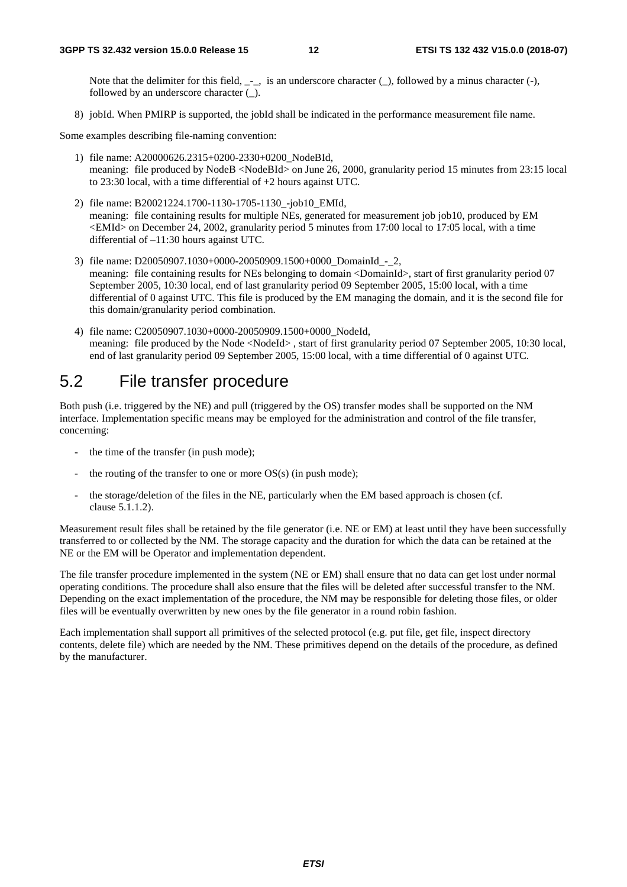Note that the delimiter for this field, _-_, is an underscore character (_), followed by a minus character (-), followed by an underscore character (_).

8) jobId. When PMIRP is supported, the jobId shall be indicated in the performance measurement file name.

Some examples describing file-naming convention:

1) file name: A20000626.2315+0200-2330+0200_NodeBId,
   meaning: file produced by NodeB <NodeBId> on June 26, 2000, granularity period 15 minutes from 23:15 local to 23:30 local, with a time differential of +2 hours against UTC.

2) file name: B20021224.1700-1130-1705-1130_-job10_EMId,
   meaning: file containing results for multiple NEs, generated for measurement job job10, produced by EM <EMId> on December 24, 2002, granularity period 5 minutes from 17:00 local to 17:05 local, with a time differential of –11:30 hours against UTC.

3) file name: D20050907.1030+0000-20050909.1500+0000_DomainId_-_2,
   meaning: file containing results for NEs belonging to domain <DomainId>, start of first granularity period 07 September 2005, 10:30 local, end of last granularity period 09 September 2005, 15:00 local, with a time differential of 0 against UTC. This file is produced by the EM managing the domain, and it is the second file for this domain/granularity period combination.

4) file name: C20050907.1030+0000-20050909.1500+0000_NodeId,
   meaning: file produced by the Node <NodeId> , start of first granularity period 07 September 2005, 10:30 local, end of last granularity period 09 September 2005, 15:00 local, with a time differential of 0 against UTC.

## 5.2 File transfer procedure

Both push (i.e. triggered by the NE) and pull (triggered by the OS) transfer modes shall be supported on the NM interface. Implementation specific means may be employed for the administration and control of the file transfer, concerning:

- the time of the transfer (in push mode);
- the routing of the transfer to one or more OS(s) (in push mode);
- the storage/deletion of the files in the NE, particularly when the EM based approach is chosen (cf. clause 5.1.1.2).

Measurement result files shall be retained by the file generator (i.e. NE or EM) at least until they have been successfully transferred to or collected by the NM. The storage capacity and the duration for which the data can be retained at the NE or the EM will be Operator and implementation dependent.

The file transfer procedure implemented in the system (NE or EM) shall ensure that no data can get lost under normal operating conditions. The procedure shall also ensure that the files will be deleted after successful transfer to the NM. Depending on the exact implementation of the procedure, the NM may be responsible for deleting those files, or older files will be eventually overwritten by new ones by the file generator in a round robin fashion.

Each implementation shall support all primitives of the selected protocol (e.g. put file, get file, inspect directory contents, delete file) which are needed by the NM. These primitives depend on the details of the procedure, as defined by the manufacturer.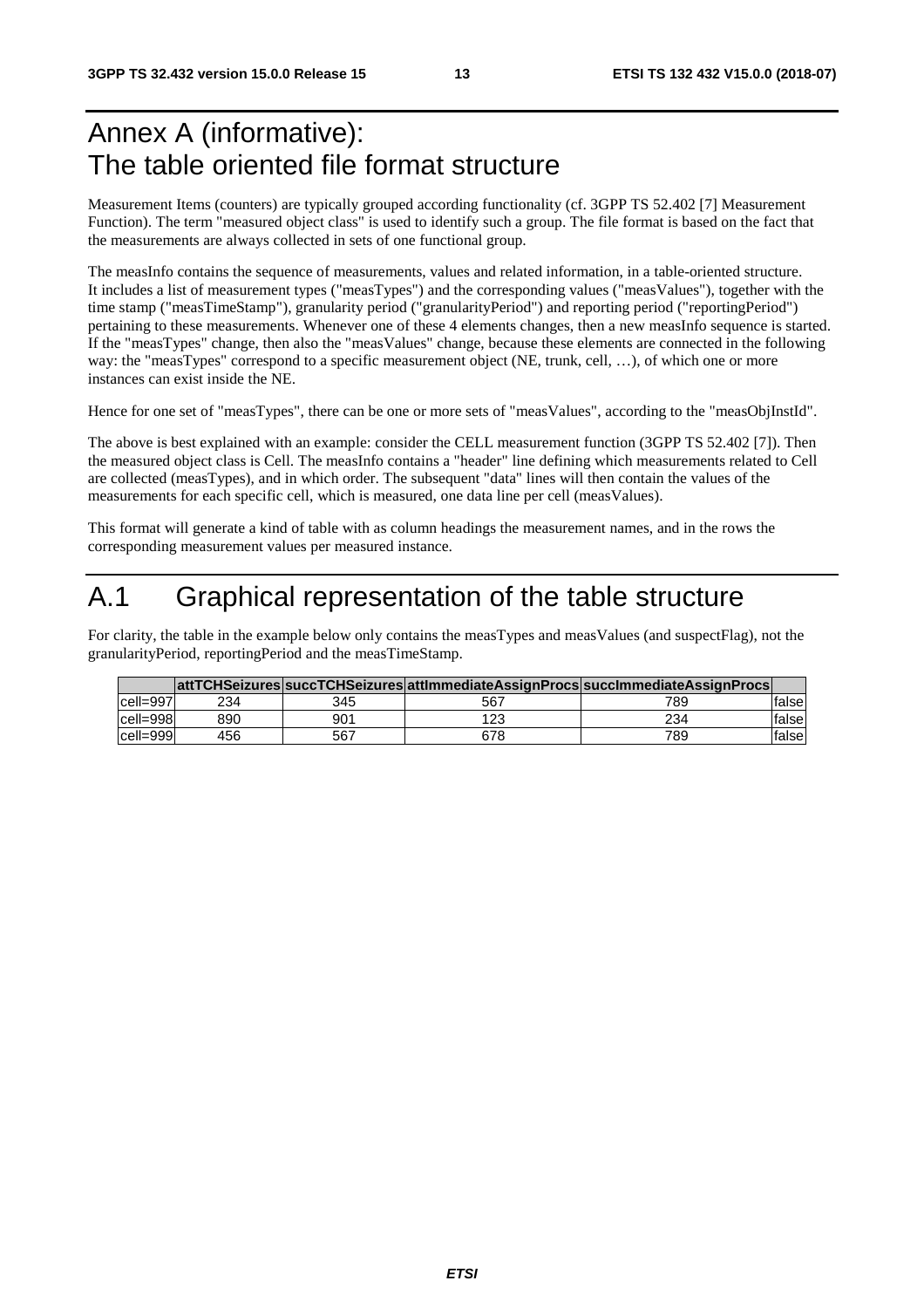# Annex A (informative): The table oriented file format structure

Measurement Items (counters) are typically grouped according functionality (cf. 3GPP TS 52.402 [7] Measurement Function). The term "measured object class" is used to identify such a group. The file format is based on the fact that the measurements are always collected in sets of one functional group.

The measInfo contains the sequence of measurements, values and related information, in a table-oriented structure. It includes a list of measurement types ("measTypes") and the corresponding values ("measValues"), together with the time stamp ("measTimeStamp"), granularity period ("granularityPeriod") and reporting period ("reportingPeriod") pertaining to these measurements. Whenever one of these 4 elements changes, then a new measInfo sequence is started. If the "measTypes" change, then also the "measValues" change, because these elements are connected in the following way: the "measTypes" correspond to a specific measurement object (NE, trunk, cell, …), of which one or more instances can exist inside the NE.

Hence for one set of "measTypes", there can be one or more sets of "measValues", according to the "measObjInstId".

The above is best explained with an example: consider the CELL measurement function (3GPP TS 52.402 [7]). Then the measured object class is Cell. The measInfo contains a "header" line defining which measurements related to Cell are collected (measTypes), and in which order. The subsequent "data" lines will then contain the values of the measurements for each specific cell, which is measured, one data line per cell (measValues).

This format will generate a kind of table with as column headings the measurement names, and in the rows the corresponding measurement values per measured instance.

# A.1 Graphical representation of the table structure

For clarity, the table in the example below only contains the measTypes and measValues (and suspectFlag), not the granularityPeriod, reportingPeriod and the measTimeStamp.

| | **attTCHSeizures** | **succTCHSeizures** | **attImmediateAssignProcs** | **succImmediateAssignProcs** | |
|---|---|---|---|---|---|
| cell=997 | 234 | 345 | 567 | 789 | false |
| cell=998 | 890 | 901 | 123 | 234 | false |
| cell=999 | 456 | 567 | 678 | 789 | false |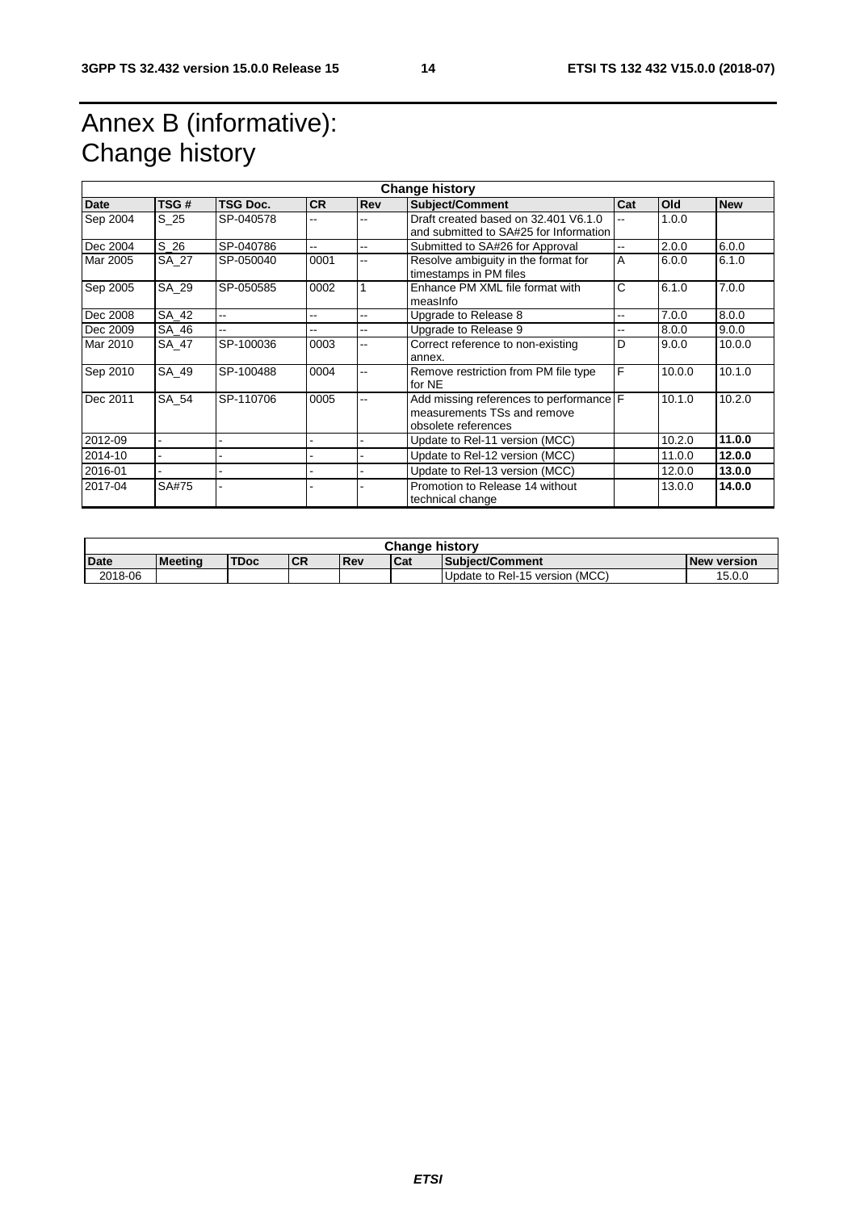# Annex B (informative): Change history

| Change history | | | | | | | | |
|---|---|---|---|---|---|---|---|---|
| **Date** | **TSG #** | **TSG Doc.** | **CR** | **Rev** | **Subject/Comment** | **Cat** | **Old** | **New** |
| Sep 2004 | S_25 | SP-040578 | -- | -- | Draft created based on 32.401 V6.1.0 and submitted to SA#25 for Information | -- | 1.0.0 | |
| Dec 2004 | S_26 | SP-040786 | -- | -- | Submitted to SA#26 for Approval | -- | 2.0.0 | 6.0.0 |
| Mar 2005 | SA_27 | SP-050040 | 0001 | -- | Resolve ambiguity in the format for timestamps in PM files | A | 6.0.0 | 6.1.0 |
| Sep 2005 | SA_29 | SP-050585 | 0002 | 1 | Enhance PM XML file format with measInfo | C | 6.1.0 | 7.0.0 |
| Dec 2008 | SA_42 | -- | -- | -- | Upgrade to Release 8 | -- | 7.0.0 | 8.0.0 |
| Dec 2009 | SA_46 | -- | -- | -- | Upgrade to Release 9 | -- | 8.0.0 | 9.0.0 |
| Mar 2010 | SA_47 | SP-100036 | 0003 | -- | Correct reference to non-existing annex. | D | 9.0.0 | 10.0.0 |
| Sep 2010 | SA_49 | SP-100488 | 0004 | -- | Remove restriction from PM file type for NE | F | 10.0.0 | 10.1.0 |
| Dec 2011 | SA_54 | SP-110706 | 0005 | -- | Add missing references to performance measurements TSs and remove obsolete references | F | 10.1.0 | 10.2.0 |
| 2012-09 | - | - | - | - | Update to Rel-11 version (MCC) | | 10.2.0 | **11.0.0** |
| 2014-10 | - | - | - | - | Update to Rel-12 version (MCC) | | 11.0.0 | **12.0.0** |
| 2016-01 | - | - | - | - | Update to Rel-13 version (MCC) | | 12.0.0 | **13.0.0** |
| 2017-04 | SA#75 | - | - | - | Promotion to Release 14 without technical change | | 13.0.0 | **14.0.0** |

| Change history | | | | | | | |
|---|---|---|---|---|---|---|---|
| **Date** | **Meeting** | **TDoc** | **CR** | **Rev** | **Cat** | **Subject/Comment** | **New version** |
| 2018-06 | | | | | | Update to Rel-15 version (MCC) | 15.0.0 |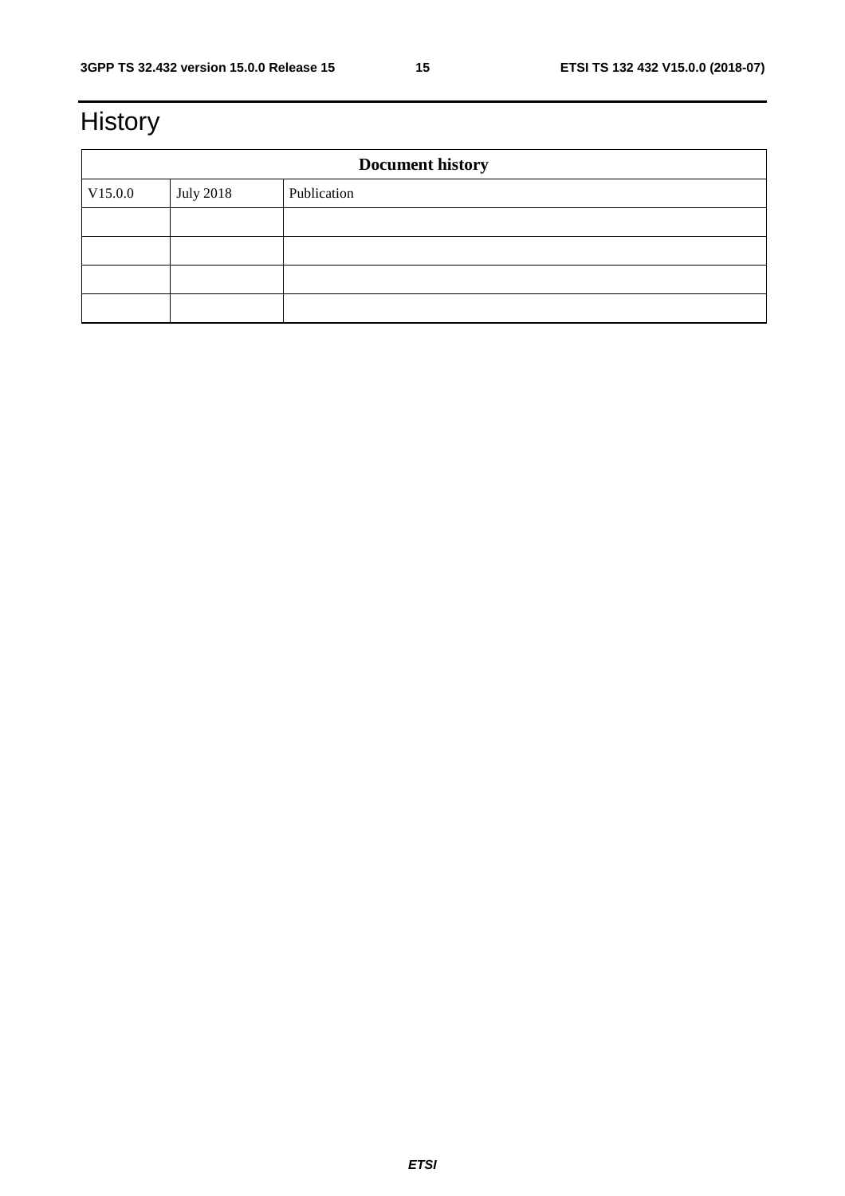# History

| Document history | | |
|---|---|---|
| V15.0.0 | July 2018 | Publication |
| | | |
| | | |
| | | |
| | | |